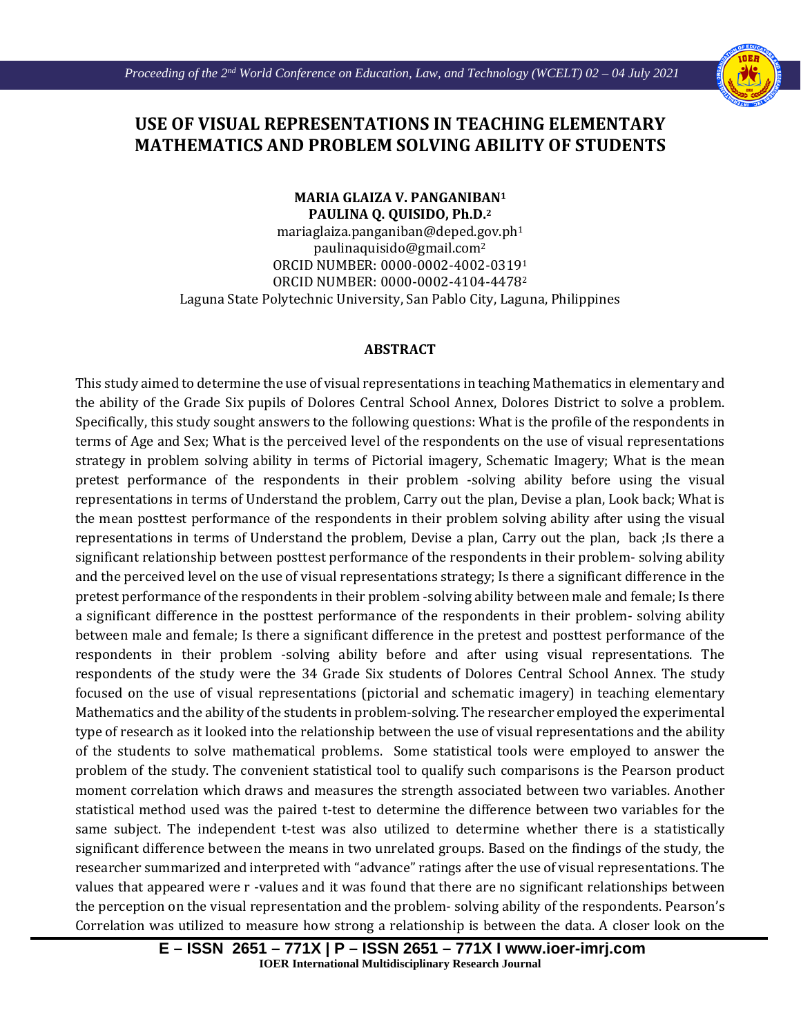# USE OF VISUAL REPRESENTATIONS IN TEACHING ELEMENTARY MATHEMATICS AND PROBLEM SOLVING ABILITY OF STUDENTS

**MARIA GLAIZA V. PANGANIBAN[1]**
**PAULINA Q. QUISIDO, Ph.D.[2]**
mariaglaiza.panganiban@deped.gov.ph[1]
paulinaquisido@gmail.com[2]
ORCID NUMBER: 0000-0002-4002-0319[1]
ORCID NUMBER: 0000-0002-4104-4478[2]
Laguna State Polytechnic University, San Pablo City, Laguna, Philippines

## ABSTRACT

This study aimed to determine the use of visual representations in teaching Mathematics in elementary and the ability of the Grade Six pupils of Dolores Central School Annex, Dolores District to solve a problem. Specifically, this study sought answers to the following questions: What is the profile of the respondents in terms of Age and Sex; What is the perceived level of the respondents on the use of visual representations strategy in problem solving ability in terms of Pictorial imagery, Schematic Imagery; What is the mean pretest performance of the respondents in their problem -solving ability before using the visual representations in terms of Understand the problem, Carry out the plan, Devise a plan, Look back; What is the mean posttest performance of the respondents in their problem solving ability after using the visual representations in terms of Understand the problem, Devise a plan, Carry out the plan, back ;Is there a significant relationship between posttest performance of the respondents in their problem- solving ability and the perceived level on the use of visual representations strategy; Is there a significant difference in the pretest performance of the respondents in their problem -solving ability between male and female; Is there a significant difference in the posttest performance of the respondents in their problem- solving ability between male and female; Is there a significant difference in the pretest and posttest performance of the respondents in their problem -solving ability before and after using visual representations. The respondents of the study were the 34 Grade Six students of Dolores Central School Annex. The study focused on the use of visual representations (pictorial and schematic imagery) in teaching elementary Mathematics and the ability of the students in problem-solving. The researcher employed the experimental type of research as it looked into the relationship between the use of visual representations and the ability of the students to solve mathematical problems. Some statistical tools were employed to answer the problem of the study. The convenient statistical tool to qualify such comparisons is the Pearson product moment correlation which draws and measures the strength associated between two variables. Another statistical method used was the paired t-test to determine the difference between two variables for the same subject. The independent t-test was also utilized to determine whether there is a statistically significant difference between the means in two unrelated groups. Based on the findings of the study, the researcher summarized and interpreted with "advance" ratings after the use of visual representations. The values that appeared were r -values and it was found that there are no significant relationships between the perception on the visual representation and the problem- solving ability of the respondents. Pearson's Correlation was utilized to measure how strong a relationship is between the data. A closer look on the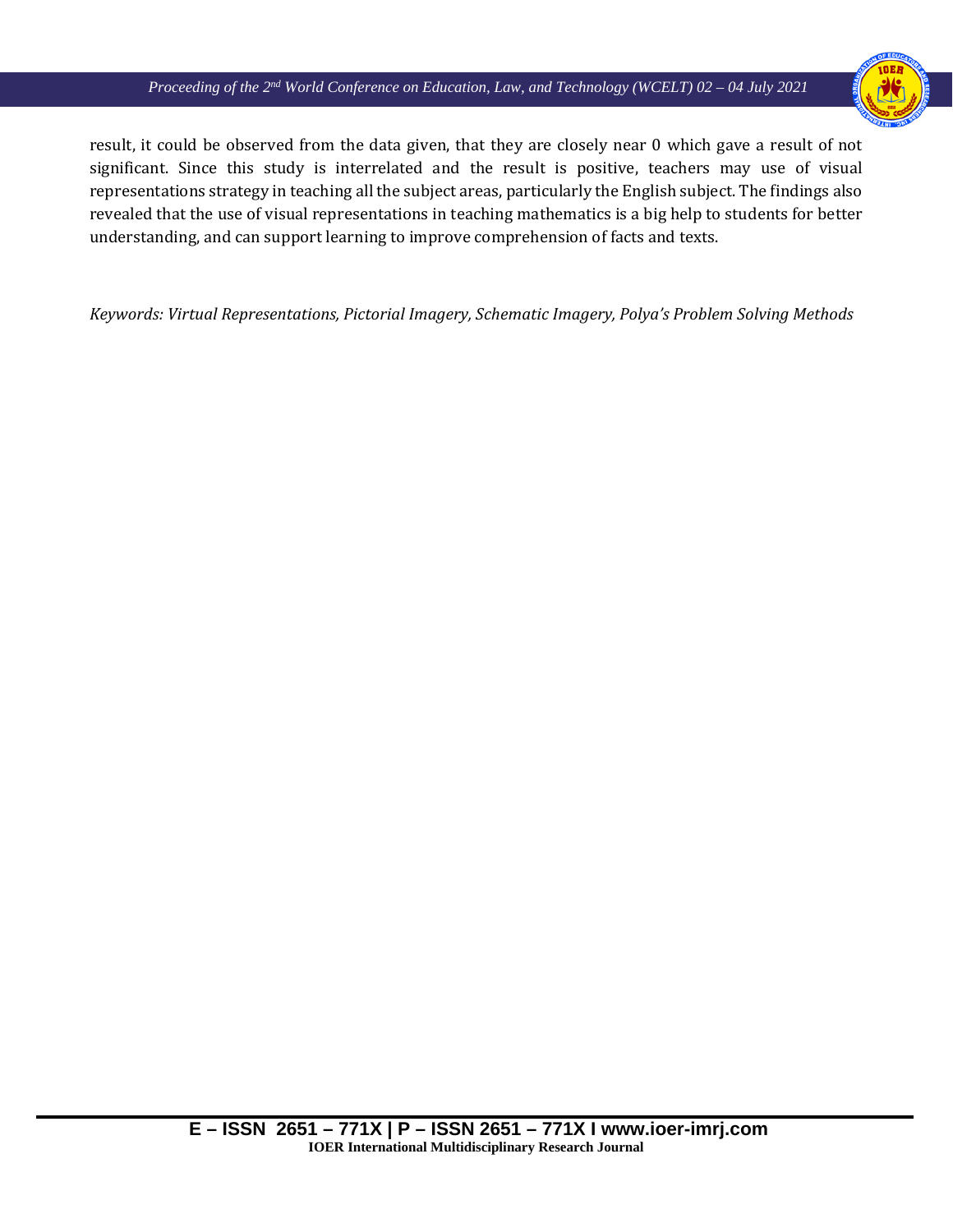result, it could be observed from the data given, that they are closely near 0 which gave a result of not significant. Since this study is interrelated and the result is positive, teachers may use of visual representations strategy in teaching all the subject areas, particularly the English subject. The findings also revealed that the use of visual representations in teaching mathematics is a big help to students for better understanding, and can support learning to improve comprehension of facts and texts.

*Keywords: Virtual Representations, Pictorial Imagery, Schematic Imagery, Polya's Problem Solving Methods*